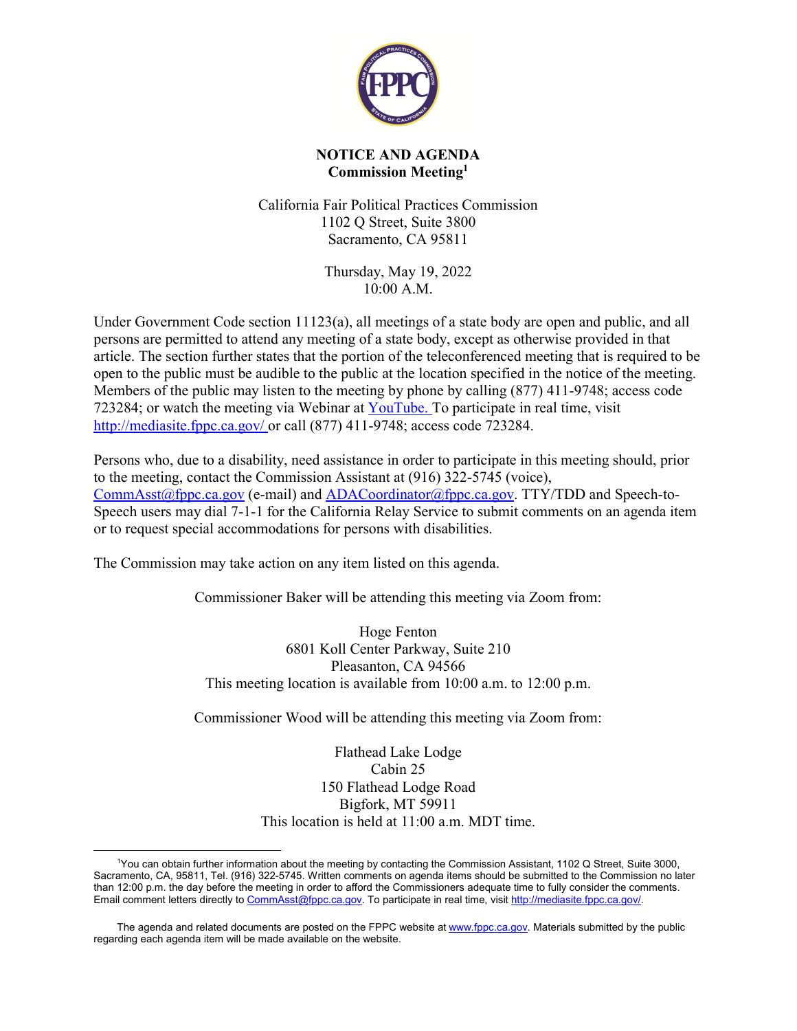# NOTICE AND AGENDA
## Commission Meeting[1]

California Fair Political Practices Commission
1102 Q Street, Suite 3800
Sacramento, CA 95811

Thursday, May 19, 2022
10:00 A.M.

Under Government Code section 11123(a), all meetings of a state body are open and public, and all persons are permitted to attend any meeting of a state body, except as otherwise provided in that article. The section further states that the portion of the teleconferenced meeting that is required to be open to the public must be audible to the public at the location specified in the notice of the meeting. Members of the public may listen to the meeting by phone by calling (877) 411-9748; access code 723284; or watch the meeting via Webinar at YouTube. To participate in real time, visit http://mediasite.fppc.ca.gov/ or call (877) 411-9748; access code 723284.

Persons who, due to a disability, need assistance in order to participate in this meeting should, prior to the meeting, contact the Commission Assistant at (916) 322-5745 (voice), CommAsst@fppc.ca.gov (e-mail) and ADACoordinator@fppc.ca.gov. TTY/TDD and Speech-to-Speech users may dial 7-1-1 for the California Relay Service to submit comments on an agenda item or to request special accommodations for persons with disabilities.

The Commission may take action on any item listed on this agenda.

Commissioner Baker will be attending this meeting via Zoom from:

Hoge Fenton
6801 Koll Center Parkway, Suite 210
Pleasanton, CA 94566
This meeting location is available from 10:00 a.m. to 12:00 p.m.

Commissioner Wood will be attending this meeting via Zoom from:

Flathead Lake Lodge
Cabin 25
150 Flathead Lodge Road
Bigfork, MT 59911
This location is held at 11:00 a.m. MDT time.

---

[1] You can obtain further information about the meeting by contacting the Commission Assistant, 1102 Q Street, Suite 3000, Sacramento, CA, 95811, Tel. (916) 322-5745. Written comments on agenda items should be submitted to the Commission no later than 12:00 p.m. the day before the meeting in order to afford the Commissioners adequate time to fully consider the comments. Email comment letters directly to CommAsst@fppc.ca.gov. To participate in real time, visit http://mediasite.fppc.ca.gov/.

The agenda and related documents are posted on the FPPC website at www.fppc.ca.gov. Materials submitted by the public regarding each agenda item will be made available on the website.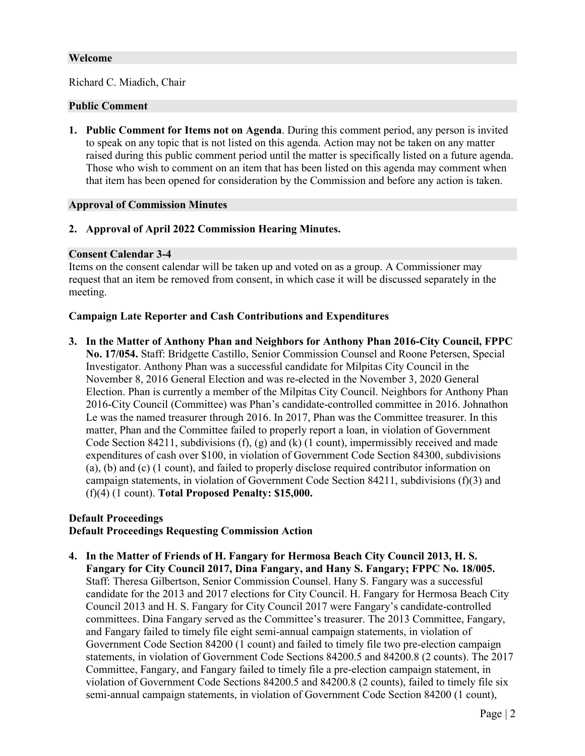## Welcome

Richard C. Miadich, Chair

## Public Comment

1. **Public Comment for Items not on Agenda**. During this comment period, any person is invited to speak on any topic that is not listed on this agenda. Action may not be taken on any matter raised during this public comment period until the matter is specifically listed on a future agenda. Those who wish to comment on an item that has been listed on this agenda may comment when that item has been opened for consideration by the Commission and before any action is taken.

## Approval of Commission Minutes

2. **Approval of April 2022 Commission Hearing Minutes.**

## Consent Calendar 3-4

Items on the consent calendar will be taken up and voted on as a group. A Commissioner may request that an item be removed from consent, in which case it will be discussed separately in the meeting.

### Campaign Late Reporter and Cash Contributions and Expenditures

3. **In the Matter of Anthony Phan and Neighbors for Anthony Phan 2016-City Council, FPPC No. 17/054.** Staff: Bridgette Castillo, Senior Commission Counsel and Roone Petersen, Special Investigator. Anthony Phan was a successful candidate for Milpitas City Council in the November 8, 2016 General Election and was re-elected in the November 3, 2020 General Election. Phan is currently a member of the Milpitas City Council. Neighbors for Anthony Phan 2016-City Council (Committee) was Phan's candidate-controlled committee in 2016. Johnathon Le was the named treasurer through 2016. In 2017, Phan was the Committee treasurer. In this matter, Phan and the Committee failed to properly report a loan, in violation of Government Code Section 84211, subdivisions (f), (g) and (k) (1 count), impermissibly received and made expenditures of cash over $100, in violation of Government Code Section 84300, subdivisions (a), (b) and (c) (1 count), and failed to properly disclose required contributor information on campaign statements, in violation of Government Code Section 84211, subdivisions (f)(3) and (f)(4) (1 count). **Total Proposed Penalty: $15,000.**

### Default Proceedings

### Default Proceedings Requesting Commission Action

4. **In the Matter of Friends of H. Fangary for Hermosa Beach City Council 2013, H. S. Fangary for City Council 2017, Dina Fangary, and Hany S. Fangary; FPPC No. 18/005.** Staff: Theresa Gilbertson, Senior Commission Counsel. Hany S. Fangary was a successful candidate for the 2013 and 2017 elections for City Council. H. Fangary for Hermosa Beach City Council 2013 and H. S. Fangary for City Council 2017 were Fangary's candidate-controlled committees. Dina Fangary served as the Committee's treasurer. The 2013 Committee, Fangary, and Fangary failed to timely file eight semi-annual campaign statements, in violation of Government Code Section 84200 (1 count) and failed to timely file two pre-election campaign statements, in violation of Government Code Sections 84200.5 and 84200.8 (2 counts). The 2017 Committee, Fangary, and Fangary failed to timely file a pre-election campaign statement, in violation of Government Code Sections 84200.5 and 84200.8 (2 counts), failed to timely file six semi-annual campaign statements, in violation of Government Code Section 84200 (1 count),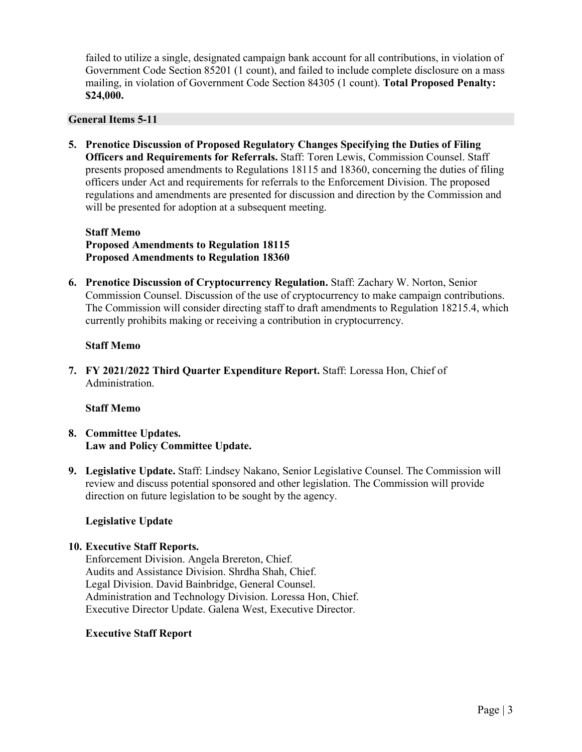failed to utilize a single, designated campaign bank account for all contributions, in violation of Government Code Section 85201 (1 count), and failed to include complete disclosure on a mass mailing, in violation of Government Code Section 84305 (1 count). **Total Proposed Penalty: $24,000.**

## General Items 5-11

5. **Prenotice Discussion of Proposed Regulatory Changes Specifying the Duties of Filing Officers and Requirements for Referrals.** Staff: Toren Lewis, Commission Counsel. Staff presents proposed amendments to Regulations 18115 and 18360, concerning the duties of filing officers under Act and requirements for referrals to the Enforcement Division. The proposed regulations and amendments are presented for discussion and direction by the Commission and will be presented for adoption at a subsequent meeting.

   **Staff Memo**
   **Proposed Amendments to Regulation 18115**
   **Proposed Amendments to Regulation 18360**

6. **Prenotice Discussion of Cryptocurrency Regulation.** Staff: Zachary W. Norton, Senior Commission Counsel. Discussion of the use of cryptocurrency to make campaign contributions. The Commission will consider directing staff to draft amendments to Regulation 18215.4, which currently prohibits making or receiving a contribution in cryptocurrency.

   **Staff Memo**

7. **FY 2021/2022 Third Quarter Expenditure Report.** Staff: Loressa Hon, Chief of Administration.

   **Staff Memo**

8. **Committee Updates.**
   **Law and Policy Committee Update.**

9. **Legislative Update.** Staff: Lindsey Nakano, Senior Legislative Counsel. The Commission will review and discuss potential sponsored and other legislation. The Commission will provide direction on future legislation to be sought by the agency.

   **Legislative Update**

10. **Executive Staff Reports.**
    Enforcement Division. Angela Brereton, Chief.
    Audits and Assistance Division. Shrdha Shah, Chief.
    Legal Division. David Bainbridge, General Counsel.
    Administration and Technology Division. Loressa Hon, Chief.
    Executive Director Update. Galena West, Executive Director.

    **Executive Staff Report**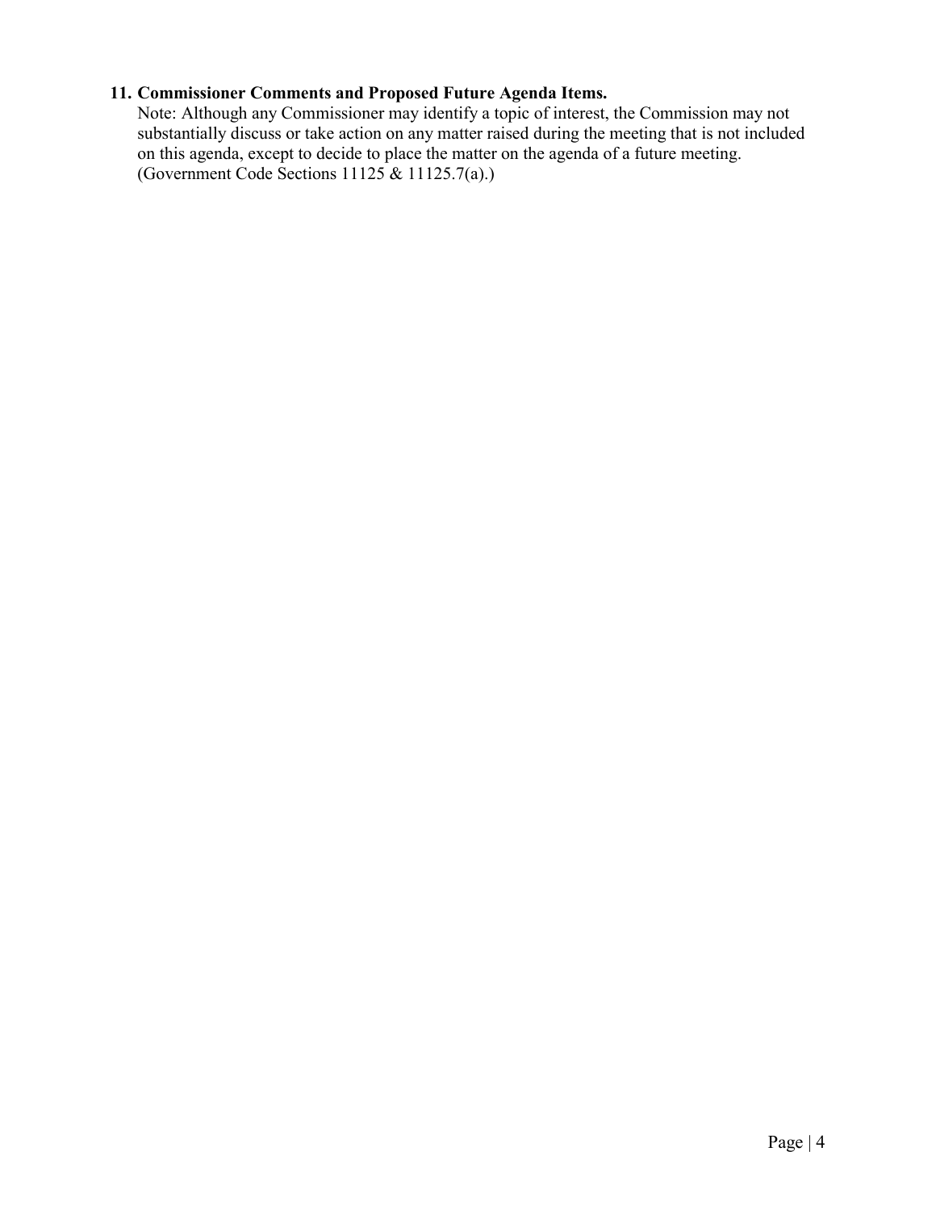11. **Commissioner Comments and Proposed Future Agenda Items.**
    Note: Although any Commissioner may identify a topic of interest, the Commission may not substantially discuss or take action on any matter raised during the meeting that is not included on this agenda, except to decide to place the matter on the agenda of a future meeting. (Government Code Sections 11125 & 11125.7(a).)